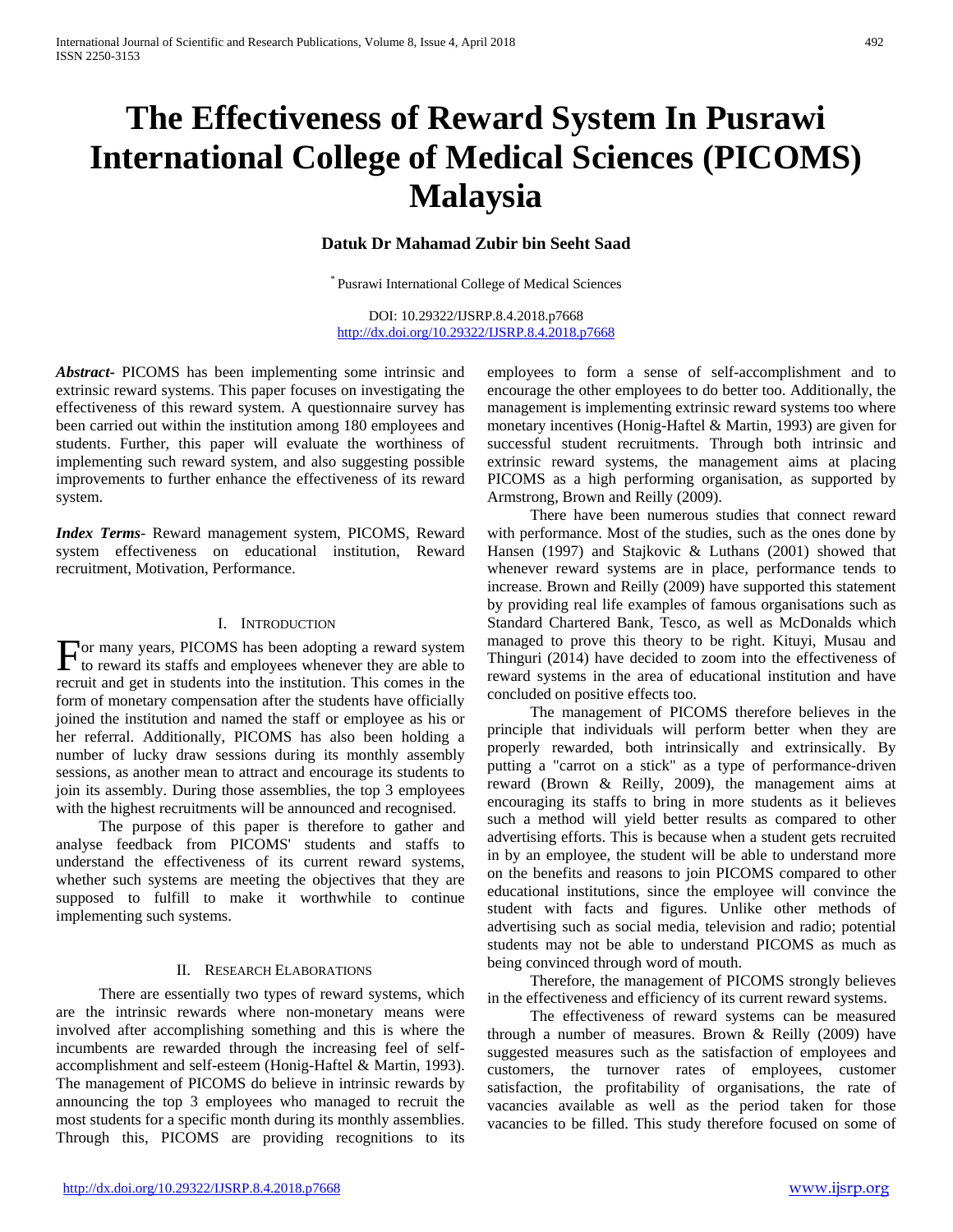# The Effectiveness of Reward System In Pusrawi International College of Medical Sciences (PICOMS) Malaysia

**Datuk Dr Mahamad Zubir bin Seeht Saad**

[*] Pusrawi International College of Medical Sciences

DOI: 10.29322/IJSRP.8.4.2018.p7668
http://dx.doi.org/10.29322/IJSRP.8.4.2018.p7668

***Abstract***- PICOMS has been implementing some intrinsic and extrinsic reward systems. This paper focuses on investigating the effectiveness of this reward system. A questionnaire survey has been carried out within the institution among 180 employees and students. Further, this paper will evaluate the worthiness of implementing such reward system, and also suggesting possible improvements to further enhance the effectiveness of its reward system.

***Index Terms***- Reward management system, PICOMS, Reward system effectiveness on educational institution, Reward recruitment, Motivation, Performance.

## I. Introduction

For many years, PICOMS has been adopting a reward system to reward its staffs and employees whenever they are able to recruit and get in students into the institution. This comes in the form of monetary compensation after the students have officially joined the institution and named the staff or employee as his or her referral. Additionally, PICOMS has also been holding a number of lucky draw sessions during its monthly assembly sessions, as another mean to attract and encourage its students to join its assembly. During those assemblies, the top 3 employees with the highest recruitments will be announced and recognised.

The purpose of this paper is therefore to gather and analyse feedback from PICOMS' students and staffs to understand the effectiveness of its current reward systems, whether such systems are meeting the objectives that they are supposed to fulfill to make it worthwhile to continue implementing such systems.

## II. Research Elaborations

There are essentially two types of reward systems, which are the intrinsic rewards where non-monetary means were involved after accomplishing something and this is where the incumbents are rewarded through the increasing feel of self-accomplishment and self-esteem (Honig-Haftel & Martin, 1993). The management of PICOMS do believe in intrinsic rewards by announcing the top 3 employees who managed to recruit the most students for a specific month during its monthly assemblies. Through this, PICOMS are providing recognitions to its employees to form a sense of self-accomplishment and to encourage the other employees to do better too. Additionally, the management is implementing extrinsic reward systems too where monetary incentives (Honig-Haftel & Martin, 1993) are given for successful student recruitments. Through both intrinsic and extrinsic reward systems, the management aims at placing PICOMS as a high performing organisation, as supported by Armstrong, Brown and Reilly (2009).

There have been numerous studies that connect reward with performance. Most of the studies, such as the ones done by Hansen (1997) and Stajkovic & Luthans (2001) showed that whenever reward systems are in place, performance tends to increase. Brown and Reilly (2009) have supported this statement by providing real life examples of famous organisations such as Standard Chartered Bank, Tesco, as well as McDonalds which managed to prove this theory to be right. Kituyi, Musau and Thinguri (2014) have decided to zoom into the effectiveness of reward systems in the area of educational institution and have concluded on positive effects too.

The management of PICOMS therefore believes in the principle that individuals will perform better when they are properly rewarded, both intrinsically and extrinsically. By putting a "carrot on a stick" as a type of performance-driven reward (Brown & Reilly, 2009), the management aims at encouraging its staffs to bring in more students as it believes such a method will yield better results as compared to other advertising efforts. This is because when a student gets recruited in by an employee, the student will be able to understand more on the benefits and reasons to join PICOMS compared to other educational institutions, since the employee will convince the student with facts and figures. Unlike other methods of advertising such as social media, television and radio; potential students may not be able to understand PICOMS as much as being convinced through word of mouth.

Therefore, the management of PICOMS strongly believes in the effectiveness and efficiency of its current reward systems.

The effectiveness of reward systems can be measured through a number of measures. Brown & Reilly (2009) have suggested measures such as the satisfaction of employees and customers, the turnover rates of employees, customer satisfaction, the profitability of organisations, the rate of vacancies available as well as the period taken for those vacancies to be filled. This study therefore focused on some of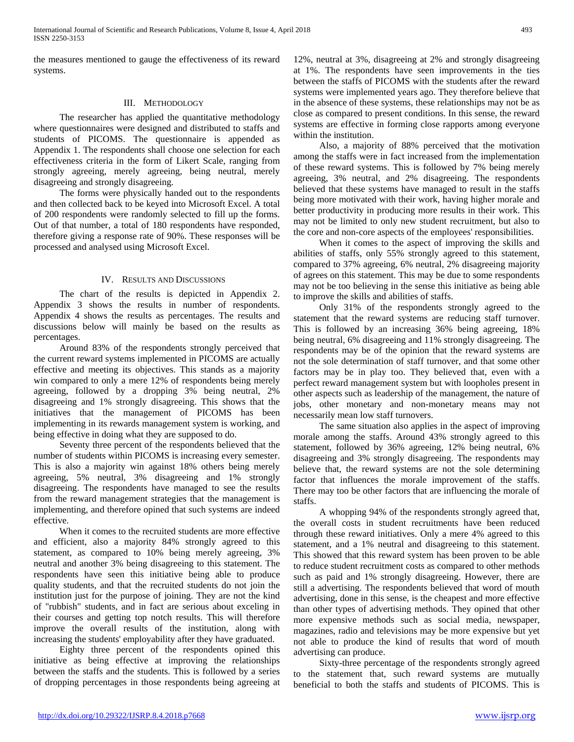the measures mentioned to gauge the effectiveness of its reward systems.

## III. Methodology

The researcher has applied the quantitative methodology where questionnaires were designed and distributed to staffs and students of PICOMS. The questionnaire is appended as Appendix 1. The respondents shall choose one selection for each effectiveness criteria in the form of Likert Scale, ranging from strongly agreeing, merely agreeing, being neutral, merely disagreeing and strongly disagreeing.

The forms were physically handed out to the respondents and then collected back to be keyed into Microsoft Excel. A total of 200 respondents were randomly selected to fill up the forms. Out of that number, a total of 180 respondents have responded, therefore giving a response rate of 90%. These responses will be processed and analysed using Microsoft Excel.

## IV. Results and Discussions

The chart of the results is depicted in Appendix 2. Appendix 3 shows the results in number of respondents. Appendix 4 shows the results as percentages. The results and discussions below will mainly be based on the results as percentages.

Around 83% of the respondents strongly perceived that the current reward systems implemented in PICOMS are actually effective and meeting its objectives. This stands as a majority win compared to only a mere 12% of respondents being merely agreeing, followed by a dropping 3% being neutral, 2% disagreeing and 1% strongly disagreeing. This shows that the initiatives that the management of PICOMS has been implementing in its rewards management system is working, and being effective in doing what they are supposed to do.

Seventy three percent of the respondents believed that the number of students within PICOMS is increasing every semester. This is also a majority win against 18% others being merely agreeing, followed by 5% neutral, 3% disagreeing and 1% strongly disagreeing. The respondents have managed to see the results from the reward management strategies that the management is implementing, and therefore opined that such systems are indeed effective.

When it comes to the recruited students are more effective and efficient, also a majority 84% strongly agreed to this statement, as compared to 10% being merely agreeing, 3% neutral and another 3% being disagreeing to this statement. The respondents have seen this initiative being able to produce quality students, and that the recruited students do not join the institution just for the purpose of joining. They are not the kind of "rubbish" students, and in fact are serious about exceling in their courses and getting top notch results. This will therefore improve the overall results of the institution, along with increasing the students' employability after they have graduated.

Eighty three percent of the respondents opined this initiative as being effective at improving the relationships between the staffs and the students. This is followed by a series of dropping percentages in those respondents being agreeing at 12%, neutral at 3%, disagreeing at 2% and strongly disagreeing at 1%. The respondents have seen improvements in the ties between the staffs of PICOMS with the students after the reward systems were implemented years ago. They therefore believe that in the absence of these systems, these relationships may not be as close as compared to present conditions. In this sense, the reward systems are effective in forming close rapports among everyone within the institution.

Also, a majority of 88% perceived that the motivation among the staffs were in fact increased from the implementation of these reward systems. This is followed by 7% being merely agreeing, 3% neutral, and 2% disagreeing. The respondents believed that these systems have managed to result in the staffs being more motivated with their work, having higher morale and better productivity in producing more results in their work. This may not be limited to only new student recruitment, but also to the core and non-core aspects of the employees' responsibilities.

When it comes to the aspect of improving the skills and abilities of staffs, only 55% strongly agreed to this statement, compared to 37% agreeing, 6% neutral, 2% disagreeing majority of agrees on this statement. This may be due to some respondents may not be too believing in the sense this initiative as being able to improve the skills and abilities of staffs.

Only 31% of the respondents strongly agreed to the statement that the reward systems are reducing staff turnover. This is followed by an increasing 36% being agreeing, 18% being neutral, 6% disagreeing and 11% strongly disagreeing. The respondents may be of the opinion that the reward systems are not the sole determination of staff turnover, and that some other factors may be in play too. They believed that, even with a perfect reward management system but with loopholes present in other aspects such as leadership of the management, the nature of jobs, other monetary and non-monetary means may not necessarily mean low staff turnovers.

The same situation also applies in the aspect of improving morale among the staffs. Around 43% strongly agreed to this statement, followed by 36% agreeing, 12% being neutral, 6% disagreeing and 3% strongly disagreeing. The respondents may believe that, the reward systems are not the sole determining factor that influences the morale improvement of the staffs. There may too be other factors that are influencing the morale of staffs.

A whopping 94% of the respondents strongly agreed that, the overall costs in student recruitments have been reduced through these reward initiatives. Only a mere 4% agreed to this statement, and a 1% neutral and disagreeing to this statement. This showed that this reward system has been proven to be able to reduce student recruitment costs as compared to other methods such as paid and 1% strongly disagreeing. However, there are still a advertising. The respondents believed that word of mouth advertising, done in this sense, is the cheapest and more effective than other types of advertising methods. They opined that other more expensive methods such as social media, newspaper, magazines, radio and televisions may be more expensive but yet not able to produce the kind of results that word of mouth advertising can produce.

Sixty-three percentage of the respondents strongly agreed to the statement that, such reward systems are mutually beneficial to both the staffs and students of PICOMS. This is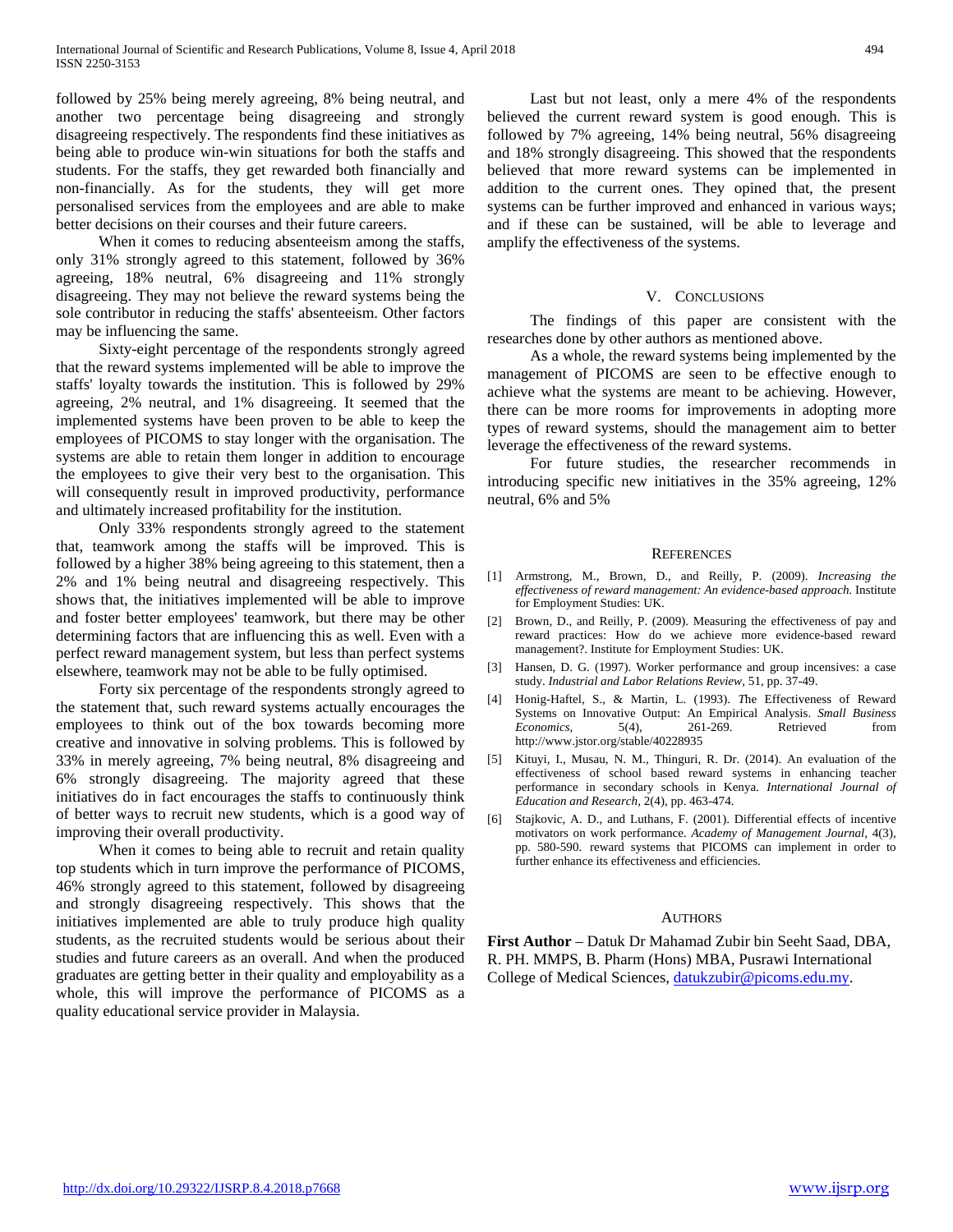followed by 25% being merely agreeing, 8% being neutral, and another two percentage being disagreeing and strongly disagreeing respectively. The respondents find these initiatives as being able to produce win-win situations for both the staffs and students. For the staffs, they get rewarded both financially and non-financially. As for the students, they will get more personalised services from the employees and are able to make better decisions on their courses and their future careers.

When it comes to reducing absenteeism among the staffs, only 31% strongly agreed to this statement, followed by 36% agreeing, 18% neutral, 6% disagreeing and 11% strongly disagreeing. They may not believe the reward systems being the sole contributor in reducing the staffs' absenteeism. Other factors may be influencing the same.

Sixty-eight percentage of the respondents strongly agreed that the reward systems implemented will be able to improve the staffs' loyalty towards the institution. This is followed by 29% agreeing, 2% neutral, and 1% disagreeing. It seemed that the implemented systems have been proven to be able to keep the employees of PICOMS to stay longer with the organisation. The systems are able to retain them longer in addition to encourage the employees to give their very best to the organisation. This will consequently result in improved productivity, performance and ultimately increased profitability for the institution.

Only 33% respondents strongly agreed to the statement that, teamwork among the staffs will be improved. This is followed by a higher 38% being agreeing to this statement, then a 2% and 1% being neutral and disagreeing respectively. This shows that, the initiatives implemented will be able to improve and foster better employees' teamwork, but there may be other determining factors that are influencing this as well. Even with a perfect reward management system, but less than perfect systems elsewhere, teamwork may not be able to be fully optimised.

Forty six percentage of the respondents strongly agreed to the statement that, such reward systems actually encourages the employees to think out of the box towards becoming more creative and innovative in solving problems. This is followed by 33% in merely agreeing, 7% being neutral, 8% disagreeing and 6% strongly disagreeing. The majority agreed that these initiatives do in fact encourages the staffs to continuously think of better ways to recruit new students, which is a good way of improving their overall productivity.

When it comes to being able to recruit and retain quality top students which in turn improve the performance of PICOMS, 46% strongly agreed to this statement, followed by disagreeing and strongly disagreeing respectively. This shows that the initiatives implemented are able to truly produce high quality students, as the recruited students would be serious about their studies and future careers as an overall. And when the produced graduates are getting better in their quality and employability as a whole, this will improve the performance of PICOMS as a quality educational service provider in Malaysia.

Last but not least, only a mere 4% of the respondents believed the current reward system is good enough. This is followed by 7% agreeing, 14% being neutral, 56% disagreeing and 18% strongly disagreeing. This showed that the respondents believed that more reward systems can be implemented in addition to the current ones. They opined that, the present systems can be further improved and enhanced in various ways; and if these can be sustained, will be able to leverage and amplify the effectiveness of the systems.

## V. Conclusions

The findings of this paper are consistent with the researches done by other authors as mentioned above.

As a whole, the reward systems being implemented by the management of PICOMS are seen to be effective enough to achieve what the systems are meant to be achieving. However, there can be more rooms for improvements in adopting more types of reward systems, should the management aim to better leverage the effectiveness of the reward systems.

For future studies, the researcher recommends in introducing specific new initiatives in the 35% agreeing, 12% neutral, 6% and 5%

## References

[1] Armstrong, M., Brown, D., and Reilly, P. (2009). *Increasing the effectiveness of reward management: An evidence-based approach.* Institute for Employment Studies: UK.

[2] Brown, D., and Reilly, P. (2009). Measuring the effectiveness of pay and reward practices: How do we achieve more evidence-based reward management?. Institute for Employment Studies: UK.

[3] Hansen, D. G. (1997). Worker performance and group incensives: a case study. *Industrial and Labor Relations Review*, 51, pp. 37-49.

[4] Honig-Haftel, S., & Martin, L. (1993). *T*he Effectiveness of Reward Systems on Innovative Output: An Empirical Analysis. *Small Business Economics,* 5(4), 261-269. Retrieved from http://www.jstor.org/stable/40228935

[5] Kituyi, I., Musau, N. M., Thinguri, R. Dr. (2014). An evaluation of the effectiveness of school based reward systems in enhancing teacher performance in secondary schools in Kenya. *International Journal of Education and Research*, 2(4), pp. 463-474.

[6] Stajkovic, A. D., and Luthans, F. (2001). Differential effects of incentive motivators on work performance. *Academy of Management Journal*, 4(3), pp. 580-590. reward systems that PICOMS can implement in order to further enhance its effectiveness and efficiencies.

## Authors

**First Author** – Datuk Dr Mahamad Zubir bin Seeht Saad, DBA, R. PH. MMPS, B. Pharm (Hons) MBA, Pusrawi International College of Medical Sciences, datukzubir@picoms.edu.my.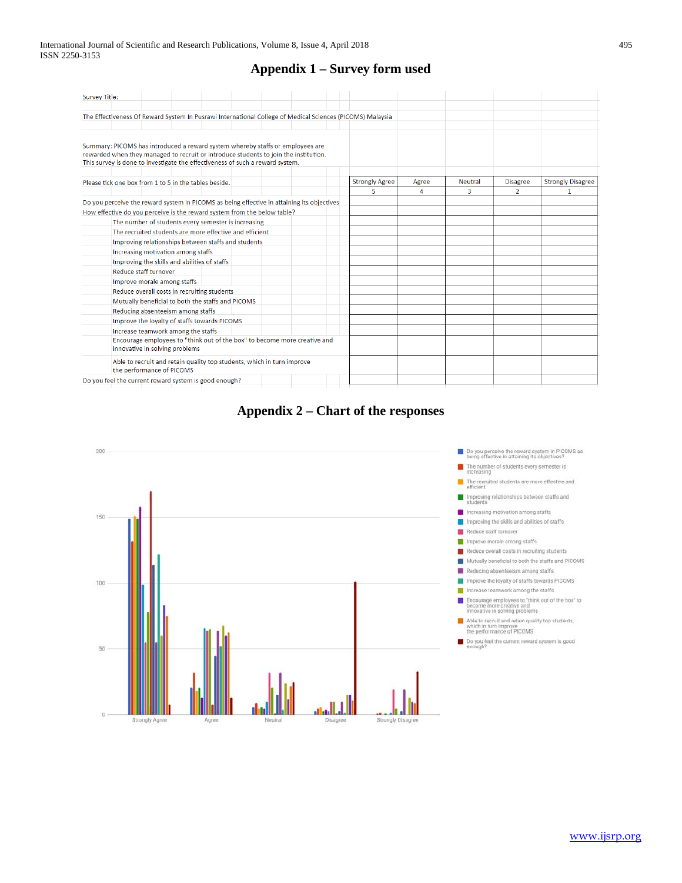# Appendix 1 – Survey form used

Survey Title:

The Effectiveness Of Reward System In Pusrawi International College of Medical Sciences (PICOMS) Malaysia

Summary: PICOMS has introduced a reward system whereby staffs or employees are rewarded when they managed to recruit or introduce students to join the institution. This survey is done to investigate the effectiveness of such a reward system.

| Please tick one box from 1 to 5 in the tables beside. | Strongly Agree<br>5 | Agree<br>4 | Neutral<br>3 | Disagree<br>2 | Strongly Disagree<br>1 |
|---|---|---|---|---|---|
| Do you perceive the reward system in PICOMS as being effective in attaining its objectives | | | | | |
| How effective do you perceive is the reward system from the below table? | | | | | |
| The number of students every semester is increasing | | | | | |
| The recruited students are more effective and efficient | | | | | |
| Improving relationships between staffs and students | | | | | |
| Increasing motivation among staffs | | | | | |
| Improving the skills and abilities of staffs | | | | | |
| Reduce staff turnover | | | | | |
| Improve morale among staffs | | | | | |
| Reduce overall costs in recruiting students | | | | | |
| Mutually beneficial to both the staffs and PICOMS | | | | | |
| Reducing absenteeism among staffs | | | | | |
| Improve the loyalty of staffs towards PICOMS | | | | | |
| Increase teamwork among the staffs | | | | | |
| Encourage employees to "think out of the box" to become more creative and innovative in solving problems | | | | | |
| Able to recruit and retain quality top students, which in turn improve the performance of PICOMS | | | | | |
| Do you feel the current reward system is good enough? | | | | | |

# Appendix 2 – Chart of the responses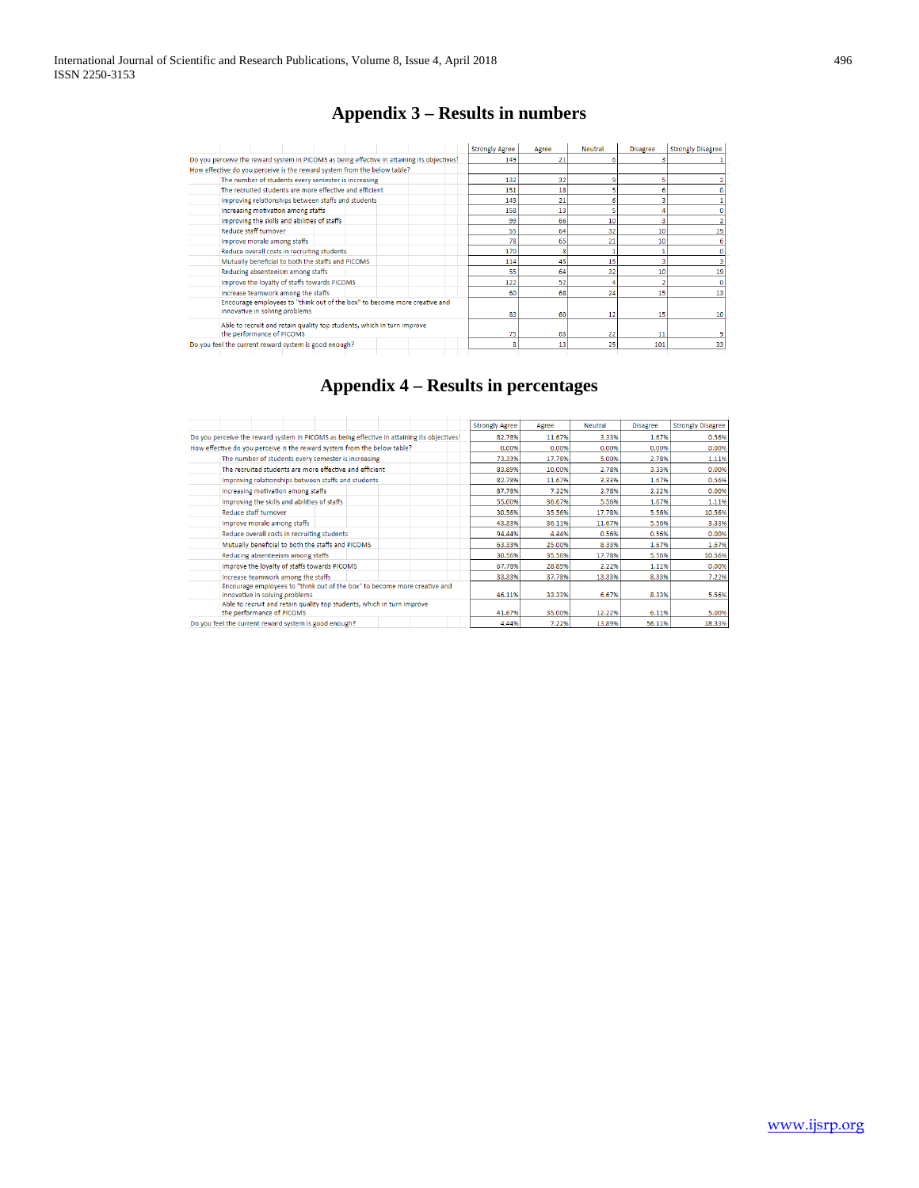## Appendix 3 – Results in numbers

| | Strongly Agree | Agree | Neutral | Disagree | Strongly Disagree |
|---|---|---|---|---|---|
| Do you perceive the reward system in PICOMS as being effective in attaining its objectives? | 149 | 21 | 6 | 3 | 1 |
| How effective do you perceive is the reward system from the below table? | | | | | |
| The number of students every semester is increasing | 132 | 32 | 9 | 5 | 2 |
| The recruited students are more effective and efficient | 151 | 18 | 5 | 6 | 0 |
| Improving relationships between staffs and students | 149 | 21 | 6 | 3 | 1 |
| Increasing motivation among staffs | 158 | 13 | 5 | 4 | 0 |
| Improving the skills and abilities of staffs | 99 | 66 | 10 | 3 | 2 |
| Reduce staff turnover | 55 | 64 | 32 | 10 | 19 |
| Improve morale among staffs | 78 | 65 | 21 | 10 | 6 |
| Reduce overall costs in recruiting students | 170 | 8 | 1 | 1 | 0 |
| Mutually beneficial to both the staffs and PICOMS | 114 | 45 | 15 | 3 | 3 |
| Reducing absenteeism among staffs | 55 | 64 | 32 | 10 | 19 |
| Improve the loyalty of staffs towards PICOMS | 122 | 52 | 4 | 2 | 0 |
| Increase teamwork among the staffs | 60 | 68 | 24 | 15 | 13 |
| Encourage employees to "think out of the box" to become more creative and innovative in solving problems | 83 | 60 | 12 | 15 | 10 |
| Able to recruit and retain quality top students, which in turn improve the performance of PICOMS | 75 | 63 | 22 | 11 | 9 |
| Do you feel the current reward system is good enough? | 8 | 13 | 25 | 101 | 33 |

## Appendix 4 – Results in percentages

| | Strongly Agree | Agree | Neutral | Disagree | Strongly Disagree |
|---|---|---|---|---|---|
| Do you perceive the reward system in PICOMS as being effective in attaining its objectives? | 82.78% | 11.67% | 3.33% | 1.67% | 0.56% |
| How effective do you perceive is the reward system from the below table? | 0.00% | 0.00% | 0.00% | 0.00% | 0.00% |
| The number of students every semester is increasing | 73.33% | 17.78% | 5.00% | 2.78% | 1.11% |
| The recruited students are more effective and efficient | 83.89% | 10.00% | 2.78% | 3.33% | 0.00% |
| Improving relationships between staffs and students | 82.78% | 11.67% | 3.33% | 1.67% | 0.56% |
| Increasing motivation among staffs | 87.78% | 7.22% | 2.78% | 2.22% | 0.00% |
| Improving the skills and abilities of staffs | 55.00% | 36.67% | 5.56% | 1.67% | 1.11% |
| Reduce staff turnover | 30.56% | 35.56% | 17.78% | 5.56% | 10.56% |
| Improve morale among staffs | 43.33% | 36.11% | 11.67% | 5.56% | 3.33% |
| Reduce overall costs in recruiting students | 94.44% | 4.44% | 0.56% | 0.56% | 0.00% |
| Mutually beneficial to both the staffs and PICOMS | 63.33% | 25.00% | 8.33% | 1.67% | 1.67% |
| Reducing absenteeism among staffs | 30.56% | 35.56% | 17.78% | 5.56% | 10.56% |
| Improve the loyalty of staffs towards PICOMS | 67.78% | 28.89% | 2.22% | 1.11% | 0.00% |
| Increase teamwork among the staffs | 33.33% | 37.78% | 13.33% | 8.33% | 7.22% |
| Encourage employees to "think out of the box" to become more creative and innovative in solving problems | 46.11% | 33.33% | 6.67% | 8.33% | 5.56% |
| Able to recruit and retain quality top students, which in turn improve the performance of PICOMS | 41.67% | 35.00% | 12.22% | 6.11% | 5.00% |
| Do you feel the current reward system is good enough? | 4.44% | 7.22% | 13.89% | 56.11% | 18.33% |